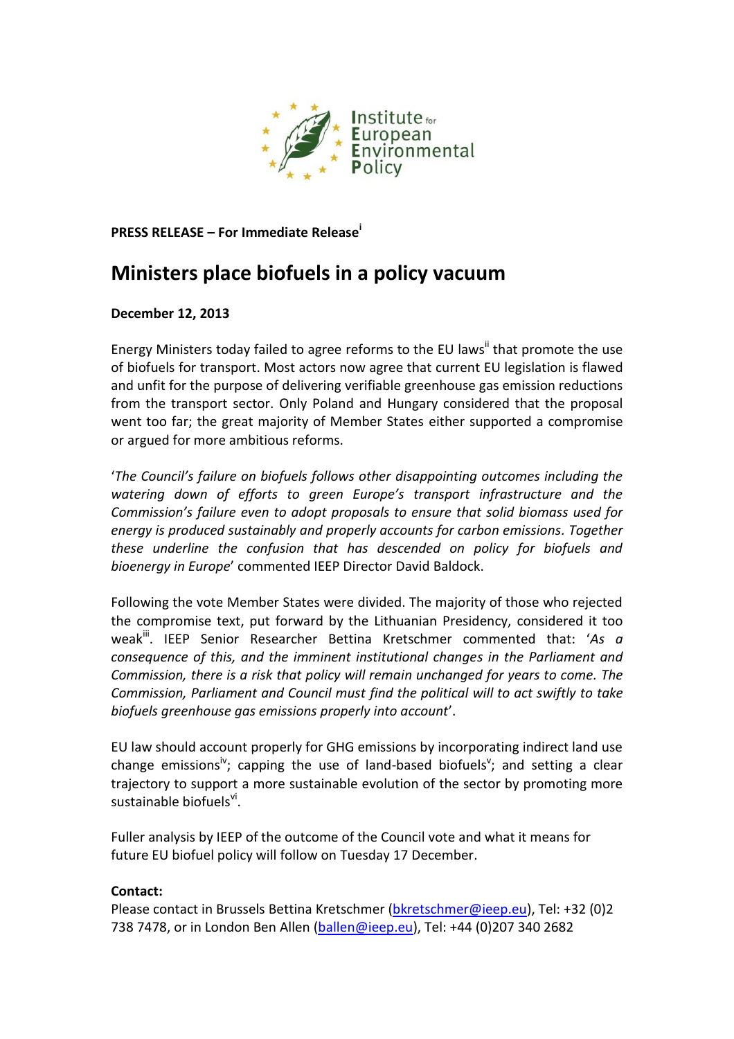Institute for European Environmental Policy

**PRESS RELEASE – For Immediate Release**[i]

# Ministers place biofuels in a policy vacuum

**December 12, 2013**

Energy Ministers today failed to agree reforms to the EU laws[ii] that promote the use of biofuels for transport. Most actors now agree that current EU legislation is flawed and unfit for the purpose of delivering verifiable greenhouse gas emission reductions from the transport sector. Only Poland and Hungary considered that the proposal went too far; the great majority of Member States either supported a compromise or argued for more ambitious reforms.

'*The Council's failure on biofuels follows other disappointing outcomes including the watering down of efforts to green Europe's transport infrastructure and the Commission's failure even to adopt proposals to ensure that solid biomass used for energy is produced sustainably and properly accounts for carbon emissions. Together these underline the confusion that has descended on policy for biofuels and bioenergy in Europe*' commented IEEP Director David Baldock.

Following the vote Member States were divided. The majority of those who rejected the compromise text, put forward by the Lithuanian Presidency, considered it too weak[iii]. IEEP Senior Researcher Bettina Kretschmer commented that: '*As a consequence of this, and the imminent institutional changes in the Parliament and Commission, there is a risk that policy will remain unchanged for years to come. The Commission, Parliament and Council must find the political will to act swiftly to take biofuels greenhouse gas emissions properly into account*'.

EU law should account properly for GHG emissions by incorporating indirect land use change emissions[iv]; capping the use of land-based biofuels[v]; and setting a clear trajectory to support a more sustainable evolution of the sector by promoting more sustainable biofuels[vi].

Fuller analysis by IEEP of the outcome of the Council vote and what it means for future EU biofuel policy will follow on Tuesday 17 December.

**Contact:**

Please contact in Brussels Bettina Kretschmer (bkretschmer@ieep.eu), Tel: +32 (0)2 738 7478, or in London Ben Allen (ballen@ieep.eu), Tel: +44 (0)207 340 2682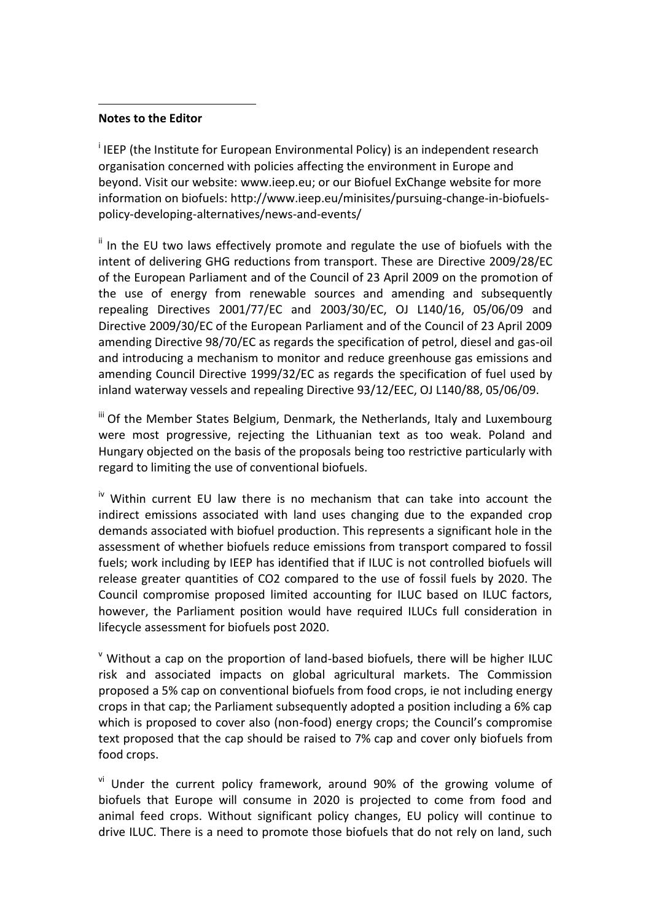**Notes to the Editor**

[i] IEEP (the Institute for European Environmental Policy) is an independent research organisation concerned with policies affecting the environment in Europe and beyond. Visit our website: www.ieep.eu; or our Biofuel ExChange website for more information on biofuels: http://www.ieep.eu/minisites/pursuing-change-in-biofuels-policy-developing-alternatives/news-and-events/

[ii] In the EU two laws effectively promote and regulate the use of biofuels with the intent of delivering GHG reductions from transport. These are Directive 2009/28/EC of the European Parliament and of the Council of 23 April 2009 on the promotion of the use of energy from renewable sources and amending and subsequently repealing Directives 2001/77/EC and 2003/30/EC, OJ L140/16, 05/06/09 and Directive 2009/30/EC of the European Parliament and of the Council of 23 April 2009 amending Directive 98/70/EC as regards the specification of petrol, diesel and gas-oil and introducing a mechanism to monitor and reduce greenhouse gas emissions and amending Council Directive 1999/32/EC as regards the specification of fuel used by inland waterway vessels and repealing Directive 93/12/EEC, OJ L140/88, 05/06/09.

[iii] Of the Member States Belgium, Denmark, the Netherlands, Italy and Luxembourg were most progressive, rejecting the Lithuanian text as too weak. Poland and Hungary objected on the basis of the proposals being too restrictive particularly with regard to limiting the use of conventional biofuels.

[iv] Within current EU law there is no mechanism that can take into account the indirect emissions associated with land uses changing due to the expanded crop demands associated with biofuel production. This represents a significant hole in the assessment of whether biofuels reduce emissions from transport compared to fossil fuels; work including by IEEP has identified that if ILUC is not controlled biofuels will release greater quantities of $CO_2$ compared to the use of fossil fuels by 2020. The Council compromise proposed limited accounting for ILUC based on ILUC factors, however, the Parliament position would have required ILUCs full consideration in lifecycle assessment for biofuels post 2020.

[v] Without a cap on the proportion of land-based biofuels, there will be higher ILUC risk and associated impacts on global agricultural markets. The Commission proposed a 5% cap on conventional biofuels from food crops, ie not including energy crops in that cap; the Parliament subsequently adopted a position including a 6% cap which is proposed to cover also (non-food) energy crops; the Council's compromise text proposed that the cap should be raised to 7% cap and cover only biofuels from food crops.

[vi] Under the current policy framework, around 90% of the growing volume of biofuels that Europe will consume in 2020 is projected to come from food and animal feed crops. Without significant policy changes, EU policy will continue to drive ILUC. There is a need to promote those biofuels that do not rely on land, such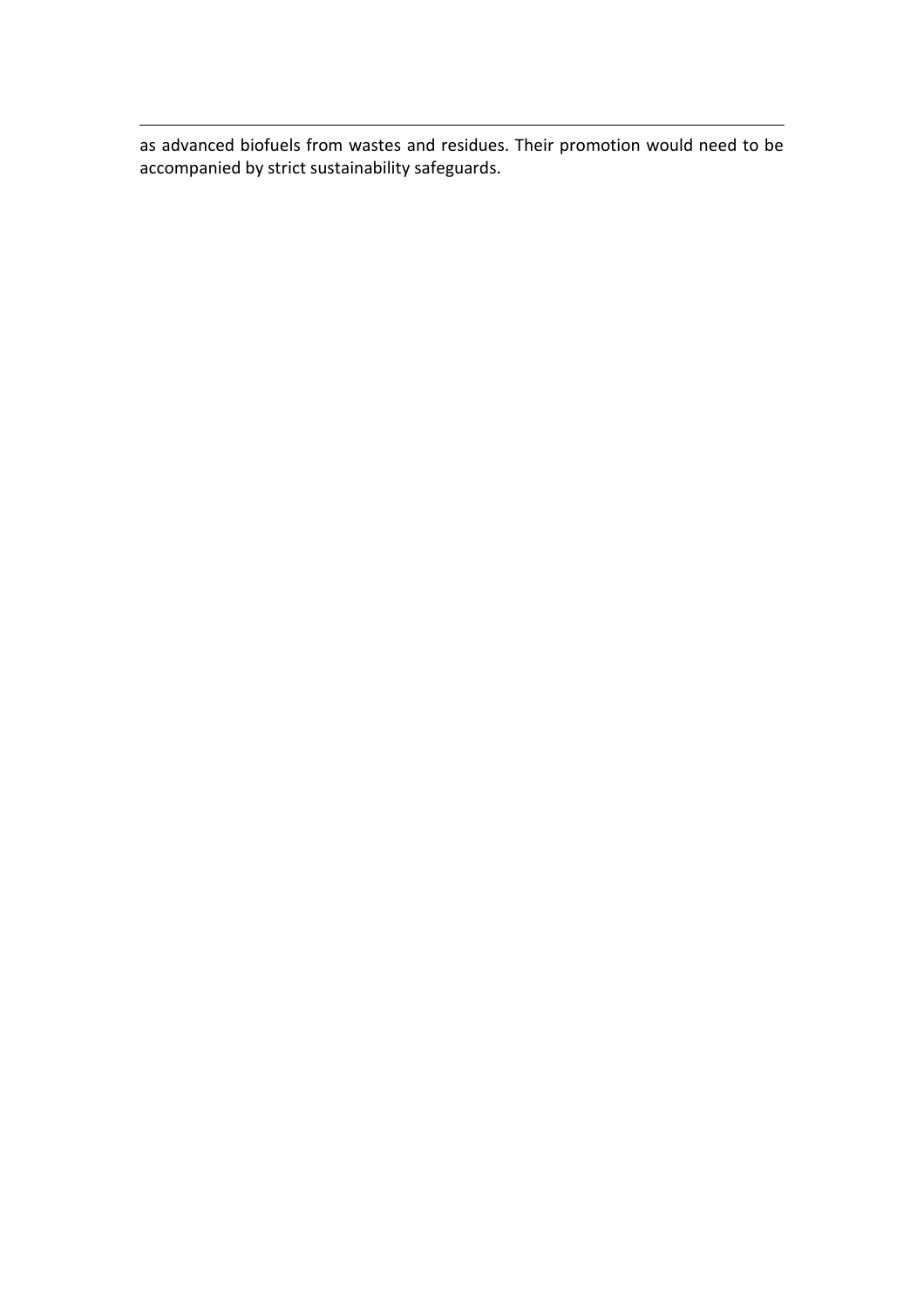as advanced biofuels from wastes and residues. Their promotion would need to be accompanied by strict sustainability safeguards.